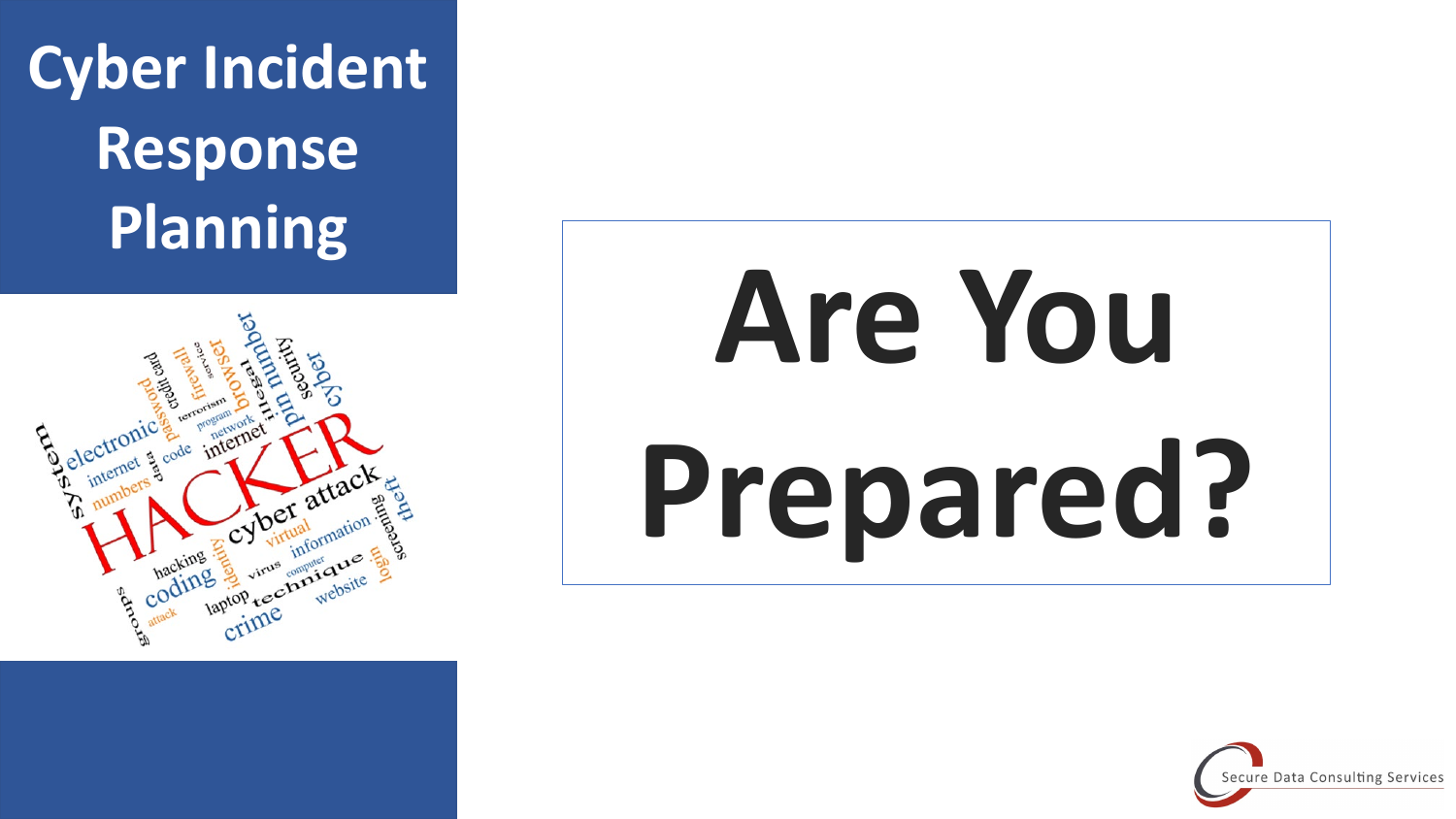# Cyber Incident Response Planning

# Are You Prepared?

Secure Data Consulting Services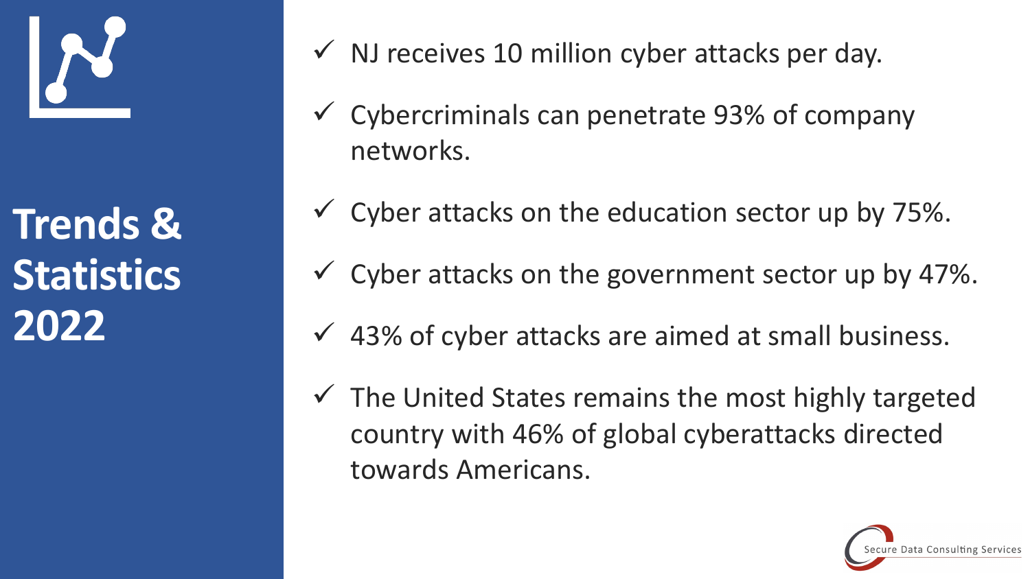# Trends & Statistics 2022

- ✓ NJ receives 10 million cyber attacks per day.
- ✓ Cybercriminals can penetrate 93% of company networks.
- ✓ Cyber attacks on the education sector up by 75%.
- ✓ Cyber attacks on the government sector up by 47%.
- ✓ 43% of cyber attacks are aimed at small business.
- ✓ The United States remains the most highly targeted country with 46% of global cyberattacks directed towards Americans.

Secure Data Consulting Services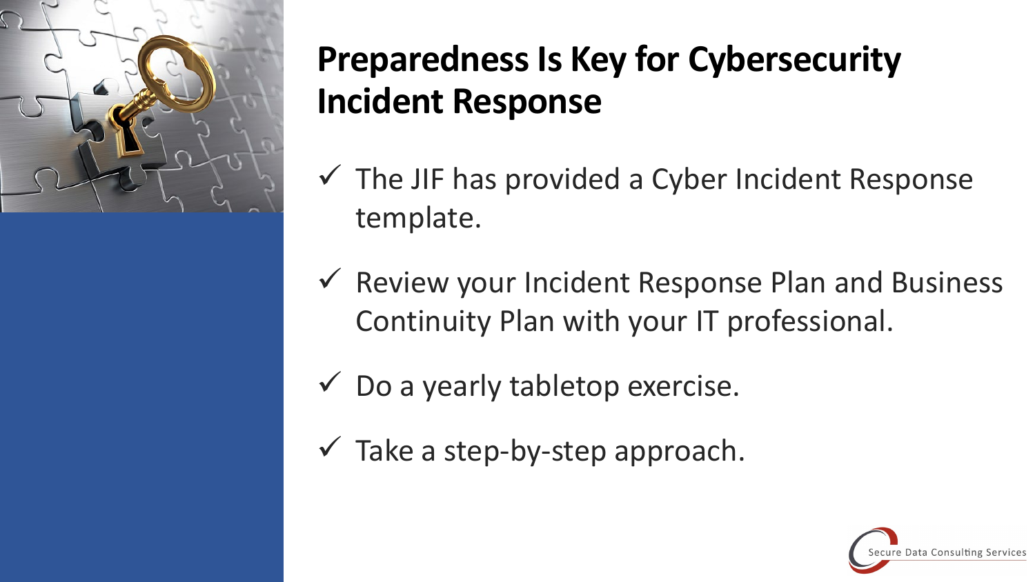# Preparedness Is Key for Cybersecurity Incident Response

- ✓ The JIF has provided a Cyber Incident Response template.
- ✓ Review your Incident Response Plan and Business Continuity Plan with your IT professional.
- ✓ Do a yearly tabletop exercise.
- ✓ Take a step-by-step approach.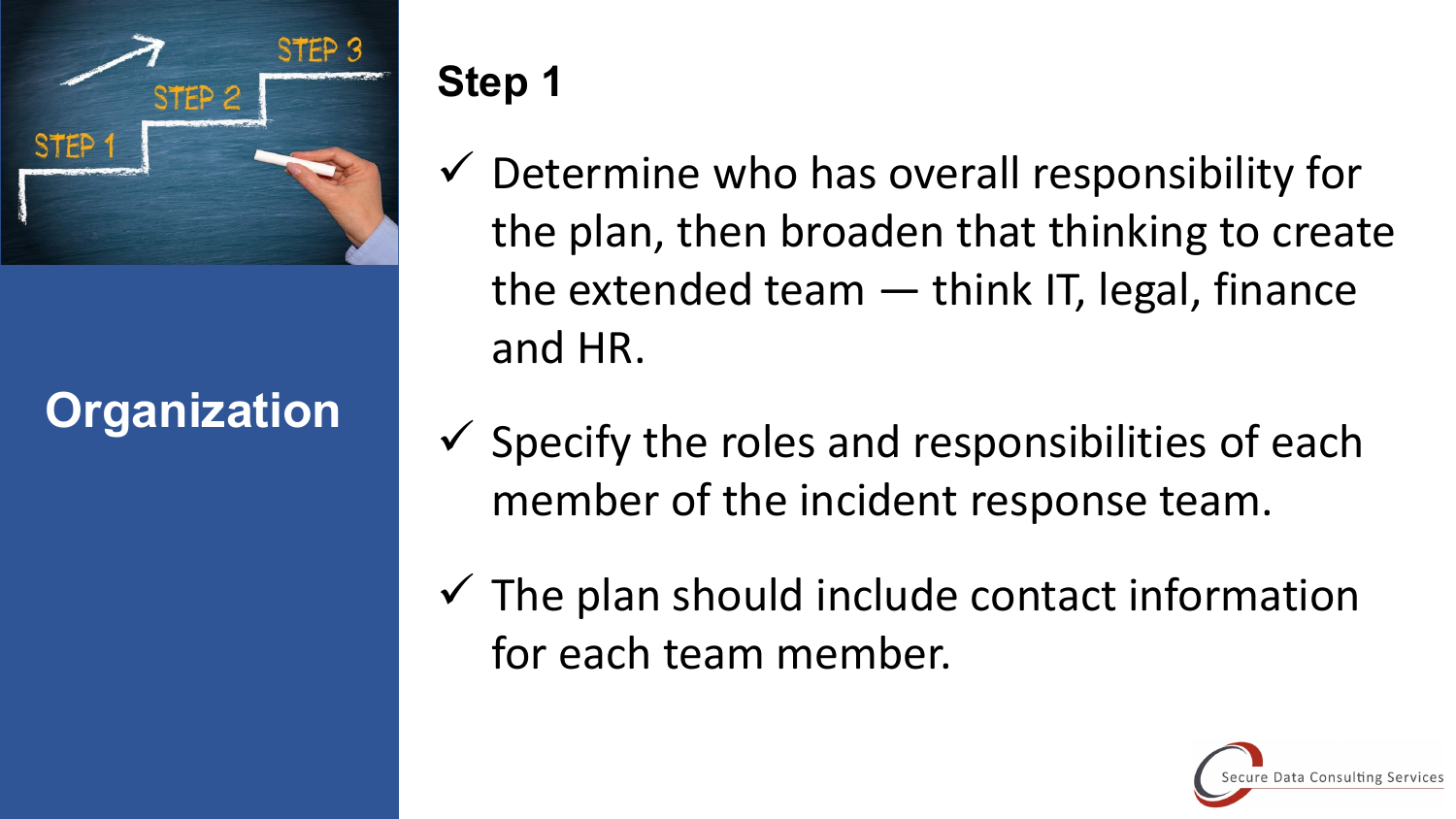## Organization

## Step 1

- ✓ Determine who has overall responsibility for the plan, then broaden that thinking to create the extended team — think IT, legal, finance and HR.
- ✓ Specify the roles and responsibilities of each member of the incident response team.
- ✓ The plan should include contact information for each team member.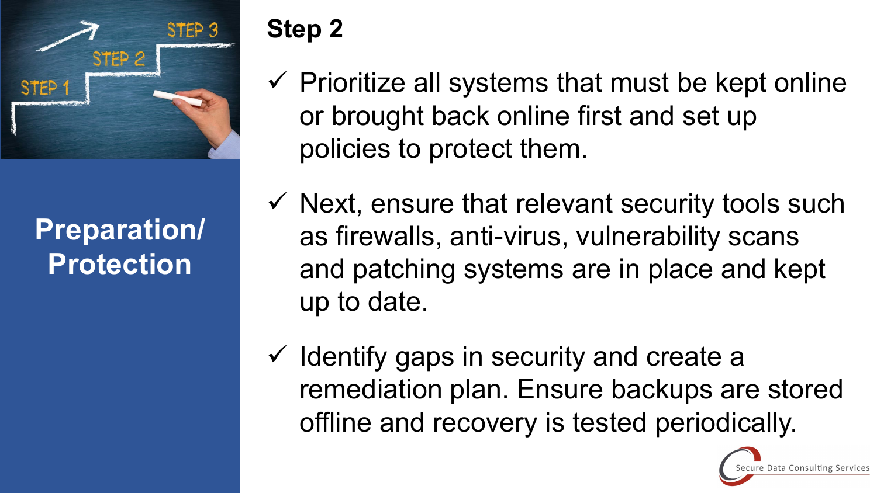## Preparation/ Protection

## Step 2

- ✓ Prioritize all systems that must be kept online or brought back online first and set up policies to protect them.
- ✓ Next, ensure that relevant security tools such as firewalls, anti-virus, vulnerability scans and patching systems are in place and kept up to date.
- ✓ Identify gaps in security and create a remediation plan. Ensure backups are stored offline and recovery is tested periodically.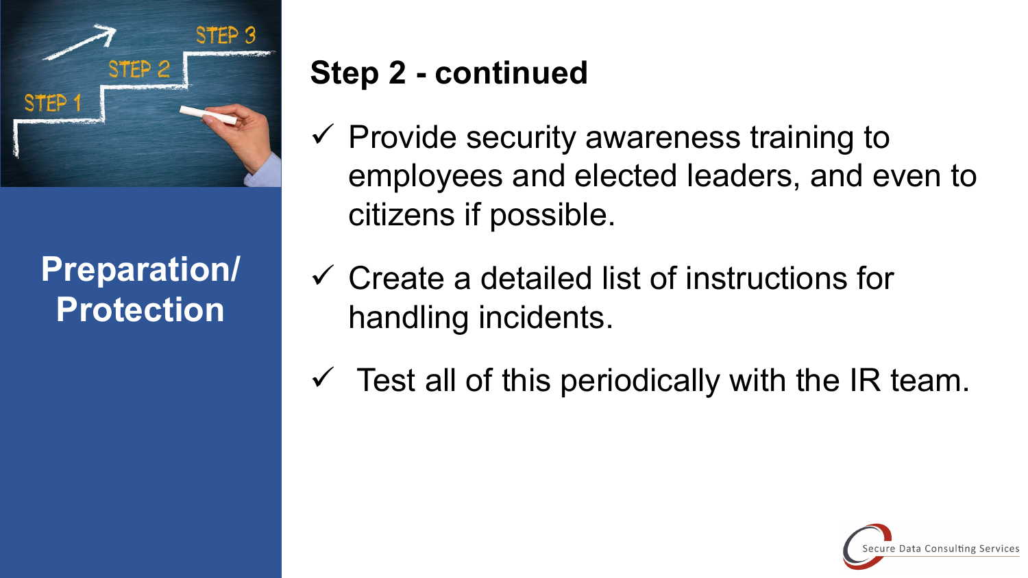## Preparation/ Protection

### Step 2 - continued

- ✓ Provide security awareness training to employees and elected leaders, and even to citizens if possible.
- ✓ Create a detailed list of instructions for handling incidents.
- ✓ Test all of this periodically with the IR team.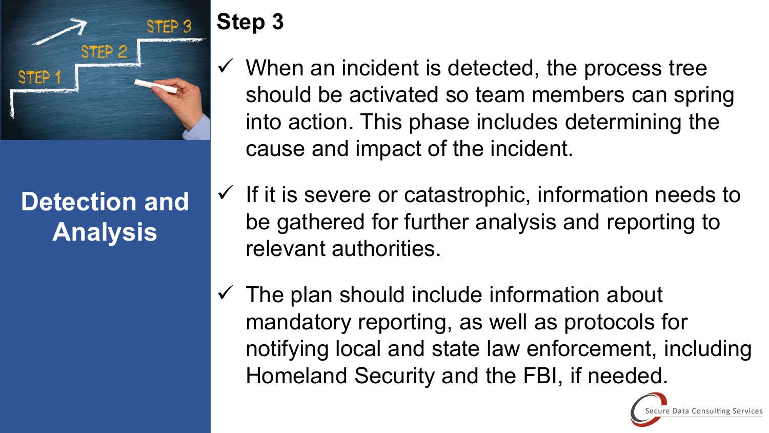## Detection and Analysis

# Step 3

- ✓ When an incident is detected, the process tree should be activated so team members can spring into action. This phase includes determining the cause and impact of the incident.
- ✓ If it is severe or catastrophic, information needs to be gathered for further analysis and reporting to relevant authorities.
- ✓ The plan should include information about mandatory reporting, as well as protocols for notifying local and state law enforcement, including Homeland Security and the FBI, if needed.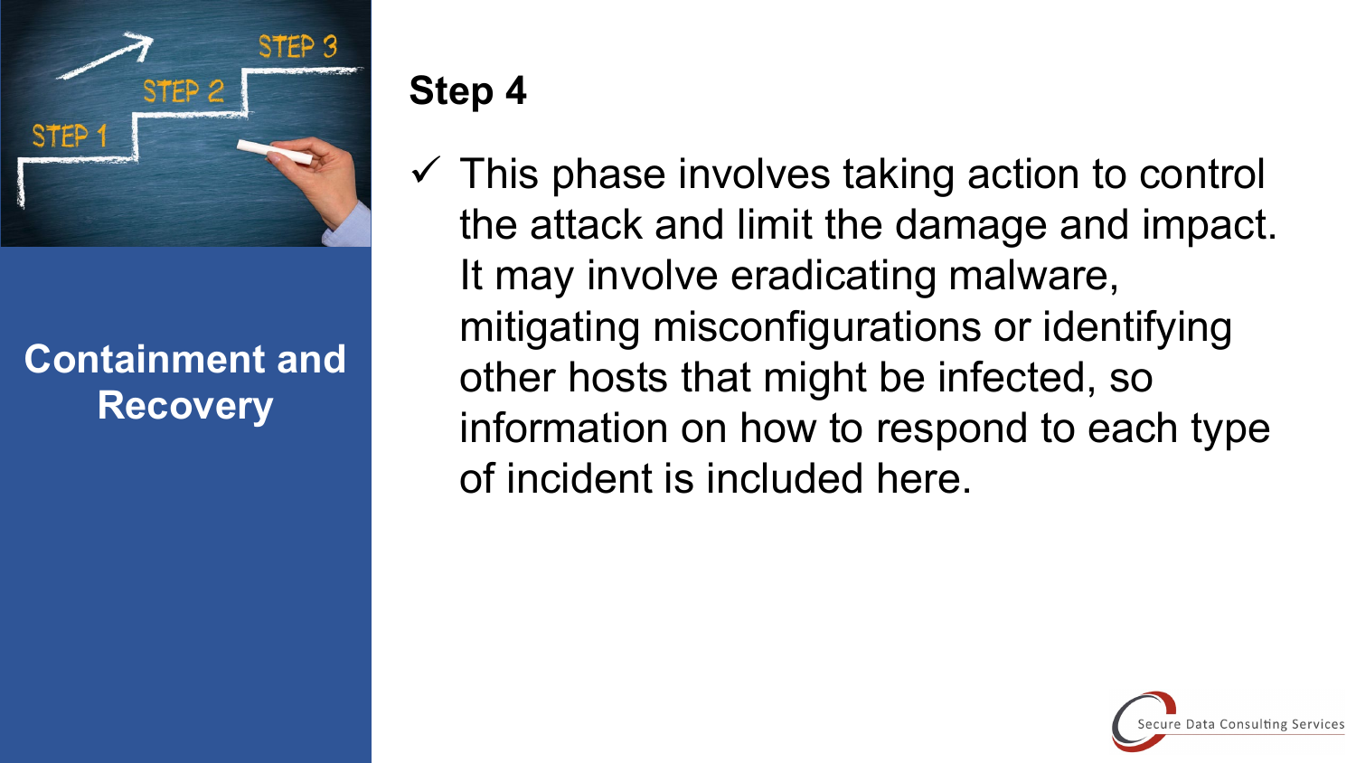## Containment and Recovery

### Step 4

- ✓ This phase involves taking action to control the attack and limit the damage and impact. It may involve eradicating malware, mitigating misconfigurations or identifying other hosts that might be infected, so information on how to respond to each type of incident is included here.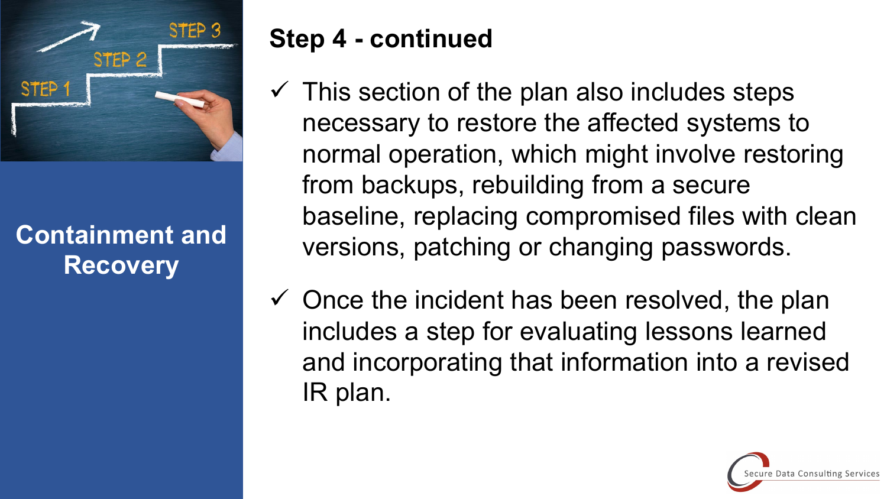## Containment and Recovery

### Step 4 - continued

- ✓ This section of the plan also includes steps necessary to restore the affected systems to normal operation, which might involve restoring from backups, rebuilding from a secure baseline, replacing compromised files with clean versions, patching or changing passwords.
- ✓ Once the incident has been resolved, the plan includes a step for evaluating lessons learned and incorporating that information into a revised IR plan.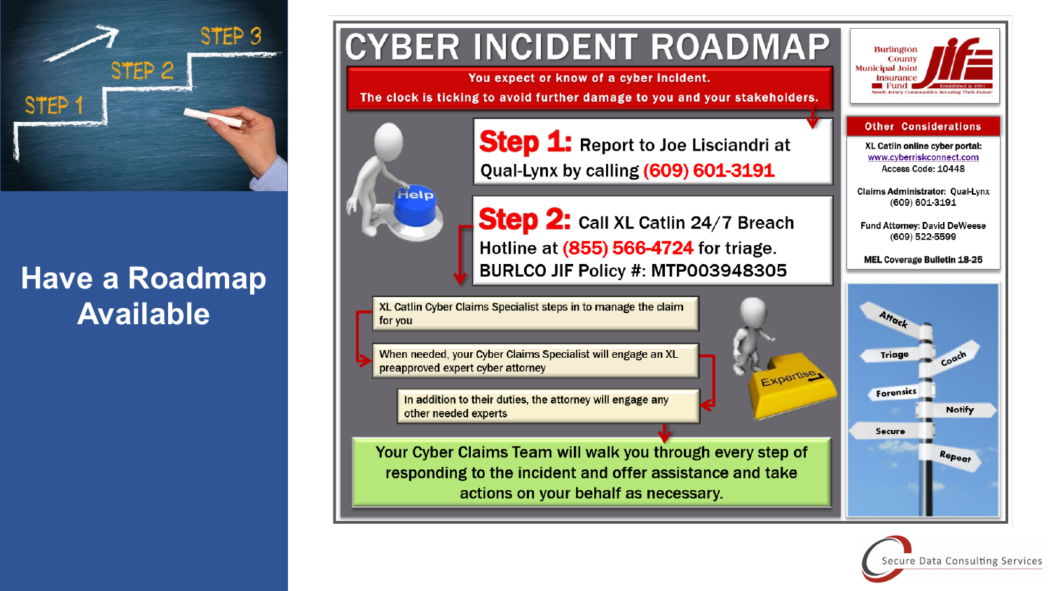# Have a Roadmap Available

## CYBER INCIDENT ROADMAP

**You expect or know of a cyber incident.**

**The clock is ticking to avoid further damage to you and your stakeholders.**

**Step 1:** Report to Joe Lisciandri at Qual-Lynx by calling **(609) 601-3191**

**Step 2:** Call XL Catlin 24/7 Breach Hotline at **(855) 566-4724** for triage.
BURLCO JIF Policy #: MTP003948305

- XL Catlin Cyber Claims Specialist steps in to manage the claim for you
- When needed, your Cyber Claims Specialist will engage an XL preapproved expert cyber attorney
- In addition to their duties, the attorney will engage any other needed experts

**Your Cyber Claims Team will walk you through every step of responding to the incident and offer assistance and take actions on your behalf as necessary.**

Burlington County Municipal Joint Insurance Fund — Established in 1991 — South Jersey Communities Securing Their Future

### Other Considerations

**XL Catlin online cyber portal:** www.cyberriskconnect.com
Access Code: 10448

**Claims Administrator:** Qual-Lynx
(609) 601-3191

**Fund Attorney:** David DeWeese
(609) 522-5599

**MEL Coverage Bulletin 18-25**

Attack · Triage · Coach · Forensics · Notify · Secure · Repeat

Secure Data Consulting Services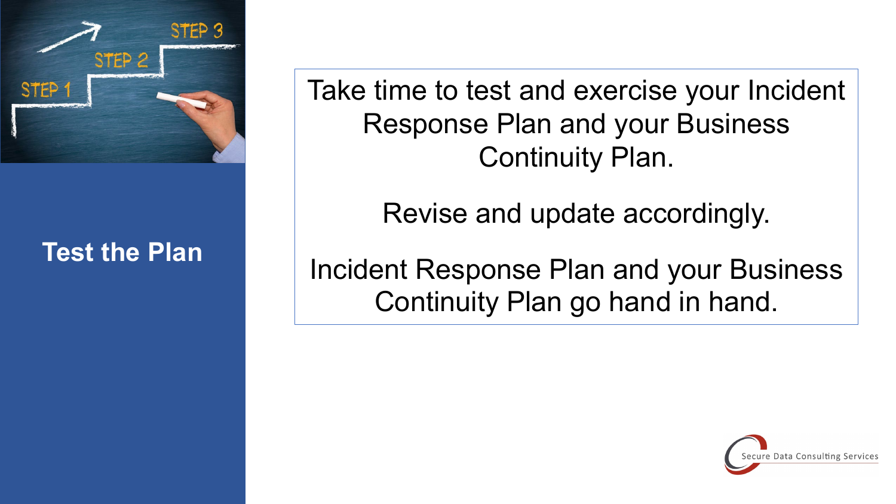## Test the Plan

Take time to test and exercise your Incident Response Plan and your Business Continuity Plan.

Revise and update accordingly.

Incident Response Plan and your Business Continuity Plan go hand in hand.